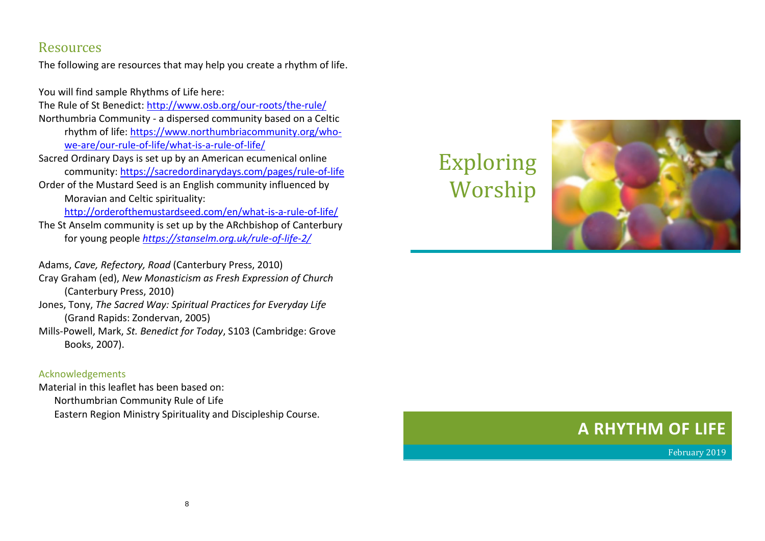## Resources

The following are resources that may help you create a rhythm of life.

You will find sample Rhythms of Life here:

The Rule of St Benedict: http://www.osb.org/our-roots/the-rule/

Northumbria Community - a dispersed community based on a Celtic rhythm of life: https://www.northumbriacommunity.org/who-we-are/our-rule-of-life/what-is-a-rule-of-life/

Sacred Ordinary Days is set up by an American ecumenical online community: https://sacredordinarydays.com/pages/rule-of-life

Order of the Mustard Seed is an English community influenced by Moravian and Celtic spirituality: http://orderofthemustardseed.com/en/what-is-a-rule-of-life/

The St Anselm community is set up by the ARchbishop of Canterbury for young people *https://stanselm.org.uk/rule-of-life-2/*

Adams, *Cave, Refectory, Road* (Canterbury Press, 2010)

Cray Graham (ed), *New Monasticism as Fresh Expression of Church* (Canterbury Press, 2010)

Jones, Tony, *The Sacred Way: Spiritual Practices for Everyday Life* (Grand Rapids: Zondervan, 2005)

Mills-Powell, Mark, *St. Benedict for Today*, S103 (Cambridge: Grove Books, 2007).

### Acknowledgements

Material in this leaflet has been based on:

Northumbrian Community Rule of Life

Eastern Region Ministry Spirituality and Discipleship Course.

# Exploring Worship

## A RHYTHM OF LIFE

February 2019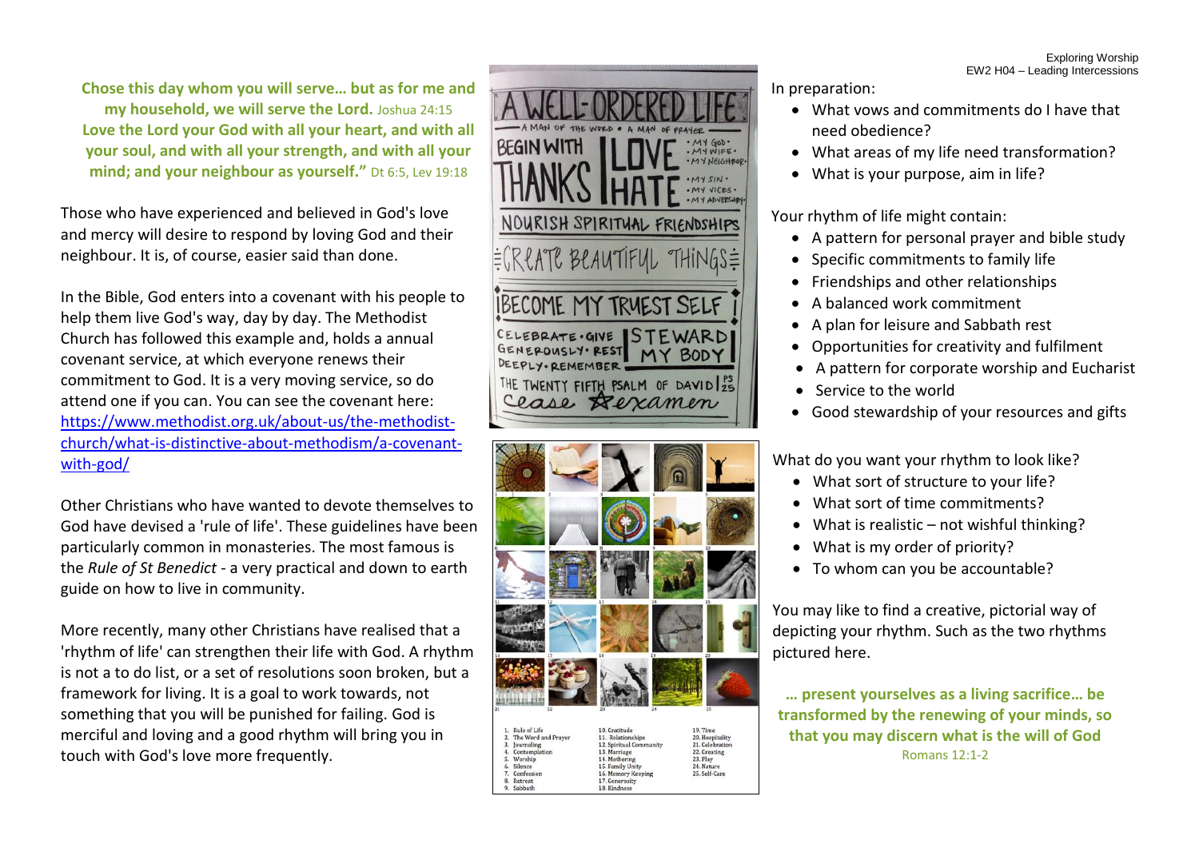**Chose this day whom you will serve… but as for me and my household, we will serve the Lord.** Joshua 24:15
**Love the Lord your God with all your heart, and with all your soul, and with all your strength, and with all your mind; and your neighbour as yourself."** Dt 6:5, Lev 19:18

Those who have experienced and believed in God's love and mercy will desire to respond by loving God and their neighbour. It is, of course, easier said than done.

In the Bible, God enters into a covenant with his people to help them live God's way, day by day. The Methodist Church has followed this example and, holds a annual covenant service, at which everyone renews their commitment to God. It is a very moving service, so do attend one if you can. You can see the covenant here: [https://www.methodist.org.uk/about-us/the-methodist-church/what-is-distinctive-about-methodism/a-covenant-with-god/](https://www.methodist.org.uk/about-us/the-methodist-church/what-is-distinctive-about-methodism/a-covenant-with-god/)

Other Christians who have wanted to devote themselves to God have devised a 'rule of life'. These guidelines have been particularly common in monasteries. The most famous is the *Rule of St Benedict* - a very practical and down to earth guide on how to live in community.

More recently, many other Christians have realised that a 'rhythm of life' can strengthen their life with God. A rhythm is not a to do list, or a set of resolutions soon broken, but a framework for living. It is a goal to work towards, not something that you will be punished for failing. God is merciful and loving and a good rhythm will bring you in touch with God's love more frequently.

In preparation:

- What vows and commitments do I have that need obedience?
- What areas of my life need transformation?
- What is your purpose, aim in life?

Your rhythm of life might contain:

- A pattern for personal prayer and bible study
- Specific commitments to family life
- Friendships and other relationships
- A balanced work commitment
- A plan for leisure and Sabbath rest
- Opportunities for creativity and fulfilment
- A pattern for corporate worship and Eucharist
- Service to the world
- Good stewardship of your resources and gifts

What do you want your rhythm to look like?

- What sort of structure to your life?
- What sort of time commitments?
- What is realistic – not wishful thinking?
- What is my order of priority?
- To whom can you be accountable?

You may like to find a creative, pictorial way of depicting your rhythm. Such as the two rhythms pictured here.

**… present yourselves as a living sacrifice… be transformed by the renewing of your minds, so that you may discern what is the will of God**
Romans 12:1-2